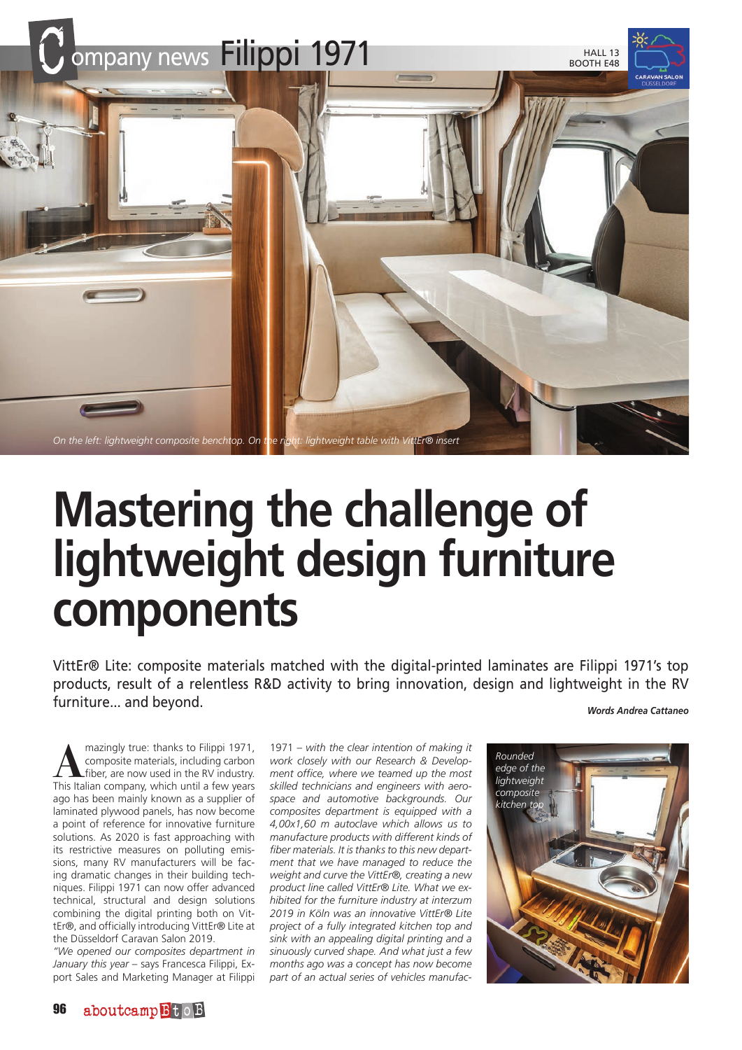Company news Filippi 1971

HALL 13
BOOTH E48

*On the left: lightweight composite benchtop. On the right: lightweight table with VittEr® insert*

# Mastering the challenge of lightweight design furniture components

VittEr® Lite: composite materials matched with the digital-printed laminates are Filippi 1971's top products, result of a relentless R&D activity to bring innovation, design and lightweight in the RV furniture... and beyond.

***Words Andrea Cattaneo***

Amazingly true: thanks to Filippi 1971, composite materials, including carbon fiber, are now used in the RV industry. This Italian company, which until a few years ago has been mainly known as a supplier of laminated plywood panels, has now become a point of reference for innovative furniture solutions. As 2020 is fast approaching with its restrictive measures on polluting emissions, many RV manufacturers will be facing dramatic changes in their building techniques. Filippi 1971 can now offer advanced technical, structural and design solutions combining the digital printing both on VittEr®, and officially introducing VittEr® Lite at the Düsseldorf Caravan Salon 2019.

*"We opened our composites department in January this year* – says Francesca Filippi, Export Sales and Marketing Manager at Filippi 1971 – *with the clear intention of making it work closely with our Research & Development office, where we teamed up the most skilled technicians and engineers with aerospace and automotive backgrounds. Our composites department is equipped with a 4,00x1,60 m autoclave which allows us to manufacture products with different kinds of fiber materials. It is thanks to this new department that we have managed to reduce the weight and curve the VittEr®, creating a new product line called VittEr® Lite. What we exhibited for the furniture industry at interzum 2019 in Köln was an innovative VittEr® Lite project of a fully integrated kitchen top and sink with an appealing digital printing and a sinuously curved shape. And what just a few months ago was a concept has now become part of an actual series of vehicles manufac-*

*Rounded edge of the lightweight composite kitchen top*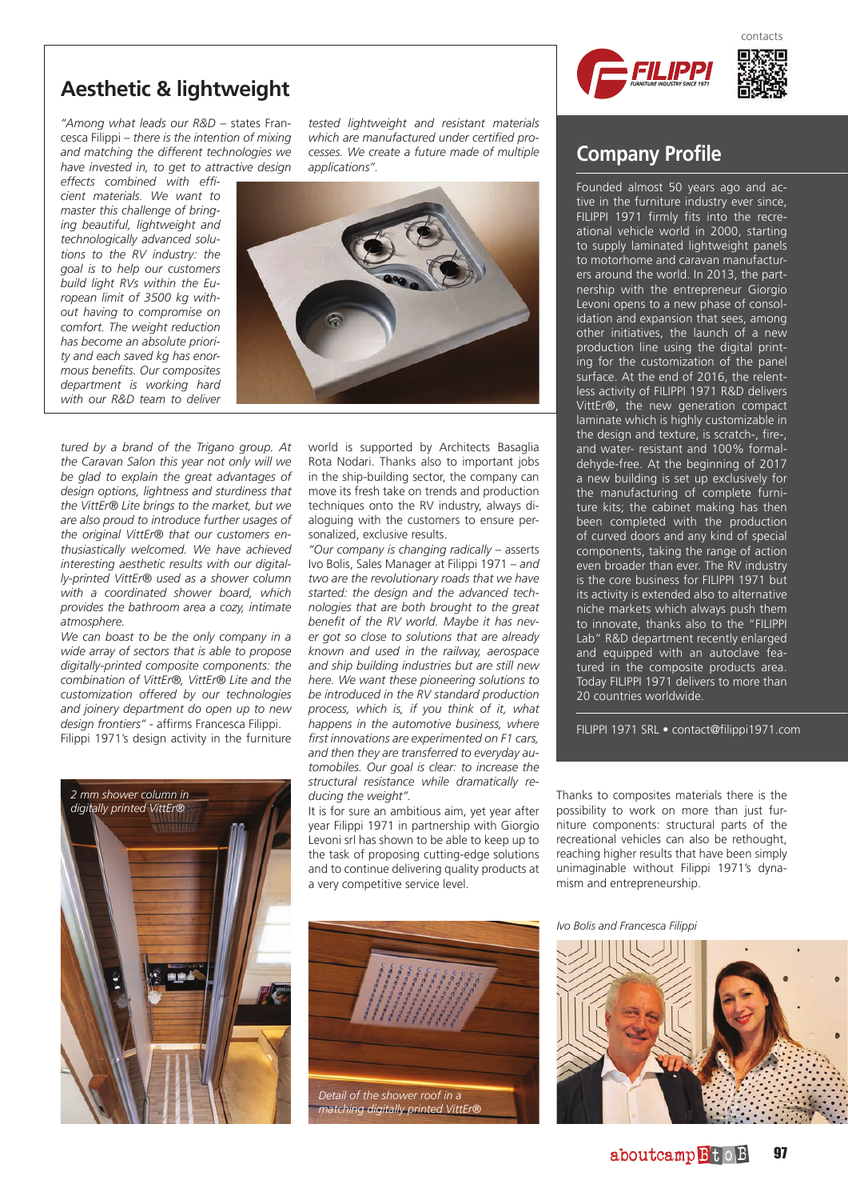## Aesthetic & lightweight

*"Among what leads our R&D* – states Francesca Filippi – *there is the intention of mixing and matching the different technologies we have invested in, to get to attractive design effects combined with efficient materials. We want to master this challenge of bringing beautiful, lightweight and technologically advanced solutions to the RV industry: the goal is to help our customers build light RVs within the European limit of 3500 kg without having to compromise on comfort. The weight reduction has become an absolute priority and each saved kg has enormous benefits. Our composites department is working hard with our R&D team to deliver tested lightweight and resistant materials which are manufactured under certified processes. We create a future made of multiple applications".*

*tured by a brand of the Trigano group. At the Caravan Salon this year not only will we be glad to explain the great advantages of design options, lightness and sturdiness that the VittEr® Lite brings to the market, but we are also proud to introduce further usages of the original VittEr® that our customers enthusiastically welcomed. We have achieved interesting aesthetic results with our digitally-printed VittEr® used as a shower column with a coordinated shower board, which provides the bathroom area a cozy, intimate atmosphere.*

*We can boast to be the only company in a wide array of sectors that is able to propose digitally-printed composite components: the combination of VittEr®, VittEr® Lite and the customization offered by our technologies and joinery department do open up to new design frontiers"* - affirms Francesca Filippi.

Filippi 1971's design activity in the furniture world is supported by Architects Basaglia Rota Nodari. Thanks also to important jobs in the ship-building sector, the company can move its fresh take on trends and production techniques onto the RV industry, always dialoguing with the customers to ensure personalized, exclusive results.

*"Our company is changing radically* – asserts Ivo Bolis, Sales Manager at Filippi 1971 – *and two are the revolutionary roads that we have started: the design and the advanced technologies that are both brought to the great benefit of the RV world. Maybe it has never got so close to solutions that are already known and used in the railway, aerospace and ship building industries but are still new here. We want these pioneering solutions to be introduced in the RV standard production process, which is, if you think of it, what happens in the automotive business, where first innovations are experimented on F1 cars, and then they are transferred to everyday automobiles. Our goal is clear: to increase the structural resistance while dramatically reducing the weight".*

It is for sure an ambitious aim, yet year after year Filippi 1971 in partnership with Giorgio Levoni srl has shown to be able to keep up to the task of proposing cutting-edge solutions and to continue delivering quality products at a very competitive service level.

Thanks to composites materials there is the possibility to work on more than just furniture components: structural parts of the recreational vehicles can also be rethought, reaching higher results that have been simply unimaginable without Filippi 1971's dynamism and entrepreneurship.

*2 mm shower column in digitally printed VittEr®*

*Detail of the shower roof in a matching digitally printed VittEr®*

*Ivo Bolis and Francesca Filippi*

contacts

FILIPPI FURNITURE INDUSTRY SINCE 1971

## Company Profile

Founded almost 50 years ago and active in the furniture industry ever since, FILIPPI 1971 firmly fits into the recreational vehicle world in 2000, starting to supply laminated lightweight panels to motorhome and caravan manufacturers around the world. In 2013, the partnership with the entrepreneur Giorgio Levoni opens to a new phase of consolidation and expansion that sees, among other initiatives, the launch of a new production line using the digital printing for the customization of the panel surface. At the end of 2016, the relentless activity of FILIPPI 1971 R&D delivers VittEr®, the new generation compact laminate which is highly customizable in the design and texture, is scratch-, fire-, and water- resistant and 100% formaldehyde-free. At the beginning of 2017 a new building is set up exclusively for the manufacturing of complete furniture kits; the cabinet making has then been completed with the production of curved doors and any kind of special components, taking the range of action even broader than ever. The RV industry is the core business for FILIPPI 1971 but its activity is extended also to alternative niche markets which always push them to innovate, thanks also to the "FILIPPI Lab" R&D department recently enlarged and equipped with an autoclave featured in the composite products area. Today FILIPPI 1971 delivers to more than 20 countries worldwide.

FILIPPI 1971 SRL • contact@filippi1971.com